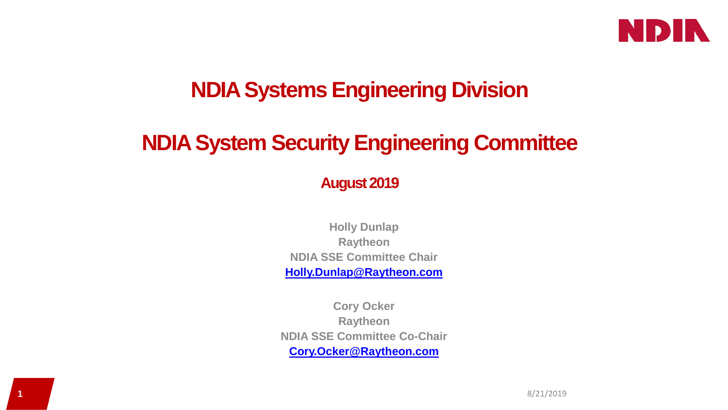# NDIA Systems Engineering Division

# NDIA System Security Engineering Committee

**August 2019**

**Holly Dunlap**
**Raytheon**
**NDIA SSE Committee Chair**
**Holly.Dunlap@Raytheon.com**

**Cory Ocker**
**Raytheon**
**NDIA SSE Committee Co-Chair**
**Cory.Ocker@Raytheon.com**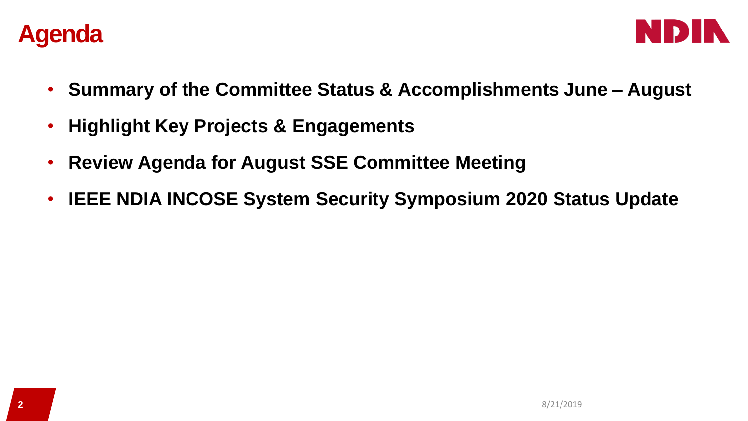# Agenda

- **Summary of the Committee Status & Accomplishments June – August**
- **Highlight Key Projects & Engagements**
- **Review Agenda for August SSE Committee Meeting**
- **IEEE NDIA INCOSE System Security Symposium 2020 Status Update**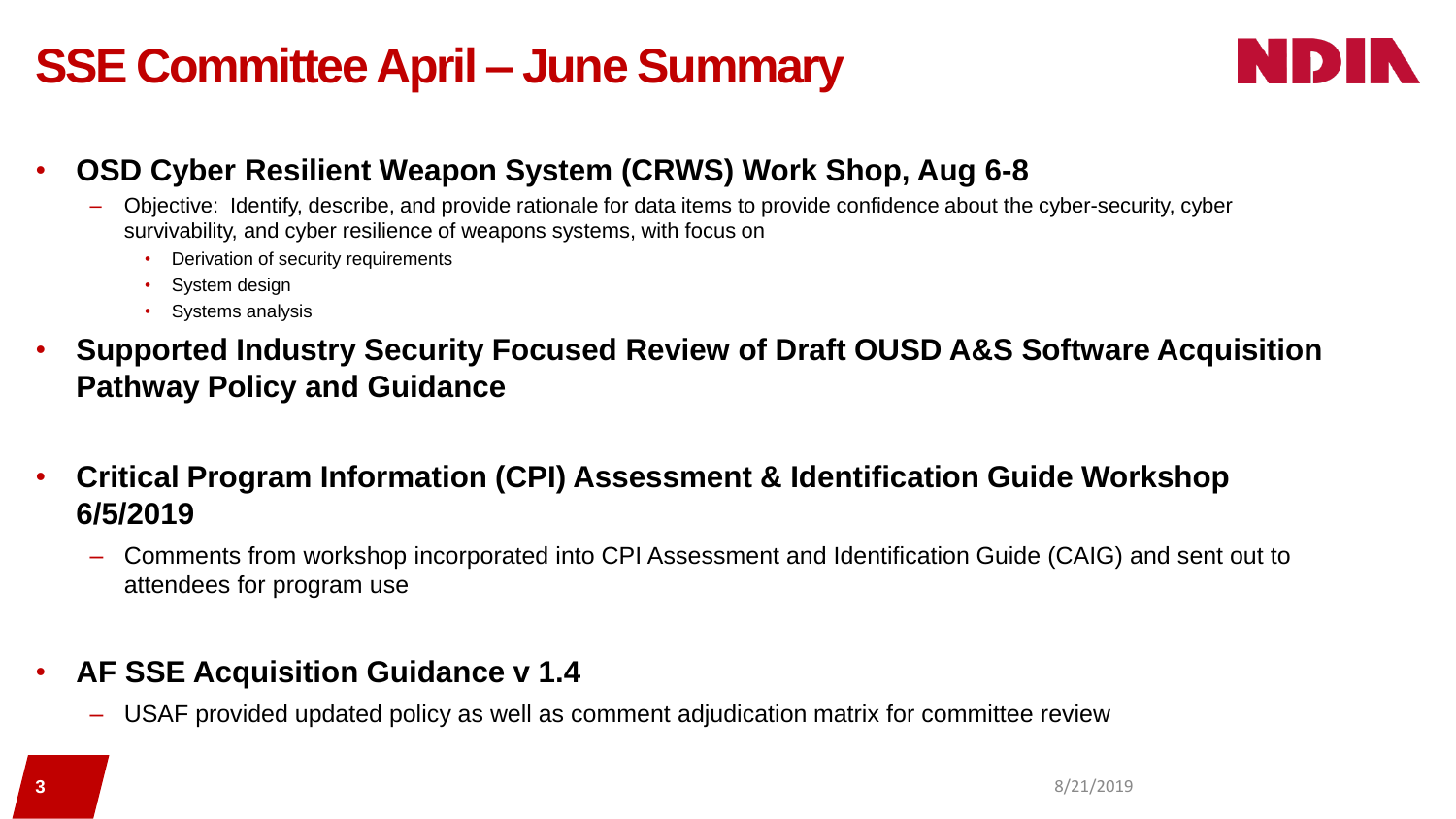# SSE Committee April – June Summary

- **OSD Cyber Resilient Weapon System (CRWS) Work Shop, Aug 6-8**
  - Objective: Identify, describe, and provide rationale for data items to provide confidence about the cyber-security, cyber survivability, and cyber resilience of weapons systems, with focus on
    - Derivation of security requirements
    - System design
    - Systems analysis
- **Supported Industry Security Focused Review of Draft OUSD A&S Software Acquisition Pathway Policy and Guidance**
- **Critical Program Information (CPI) Assessment & Identification Guide Workshop 6/5/2019**
  - Comments from workshop incorporated into CPI Assessment and Identification Guide (CAIG) and sent out to attendees for program use
- **AF SSE Acquisition Guidance v 1.4**
  - USAF provided updated policy as well as comment adjudication matrix for committee review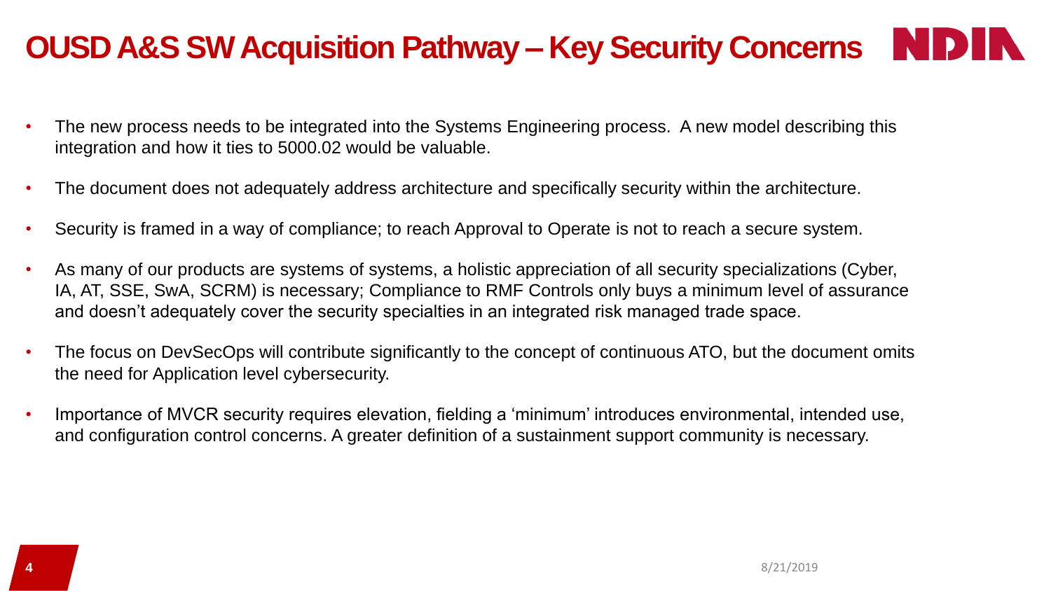# OUSD A&S SW Acquisition Pathway – Key Security Concerns

- The new process needs to be integrated into the Systems Engineering process. A new model describing this integration and how it ties to 5000.02 would be valuable.
- The document does not adequately address architecture and specifically security within the architecture.
- Security is framed in a way of compliance; to reach Approval to Operate is not to reach a secure system.
- As many of our products are systems of systems, a holistic appreciation of all security specializations (Cyber, IA, AT, SSE, SwA, SCRM) is necessary; Compliance to RMF Controls only buys a minimum level of assurance and doesn't adequately cover the security specialties in an integrated risk managed trade space.
- The focus on DevSecOps will contribute significantly to the concept of continuous ATO, but the document omits the need for Application level cybersecurity.
- Importance of MVCR security requires elevation, fielding a 'minimum' introduces environmental, intended use, and configuration control concerns. A greater definition of a sustainment support community is necessary.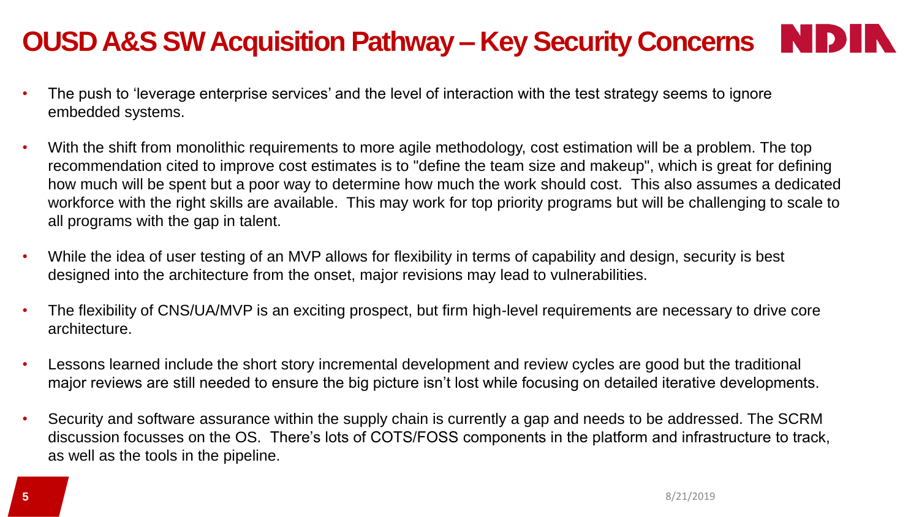# OUSD A&S SW Acquisition Pathway – Key Security Concerns

- The push to 'leverage enterprise services' and the level of interaction with the test strategy seems to ignore embedded systems.
- With the shift from monolithic requirements to more agile methodology, cost estimation will be a problem. The top recommendation cited to improve cost estimates is to "define the team size and makeup", which is great for defining how much will be spent but a poor way to determine how much the work should cost. This also assumes a dedicated workforce with the right skills are available. This may work for top priority programs but will be challenging to scale to all programs with the gap in talent.
- While the idea of user testing of an MVP allows for flexibility in terms of capability and design, security is best designed into the architecture from the onset, major revisions may lead to vulnerabilities.
- The flexibility of CNS/UA/MVP is an exciting prospect, but firm high-level requirements are necessary to drive core architecture.
- Lessons learned include the short story incremental development and review cycles are good but the traditional major reviews are still needed to ensure the big picture isn't lost while focusing on detailed iterative developments.
- Security and software assurance within the supply chain is currently a gap and needs to be addressed. The SCRM discussion focusses on the OS. There's lots of COTS/FOSS components in the platform and infrastructure to track, as well as the tools in the pipeline.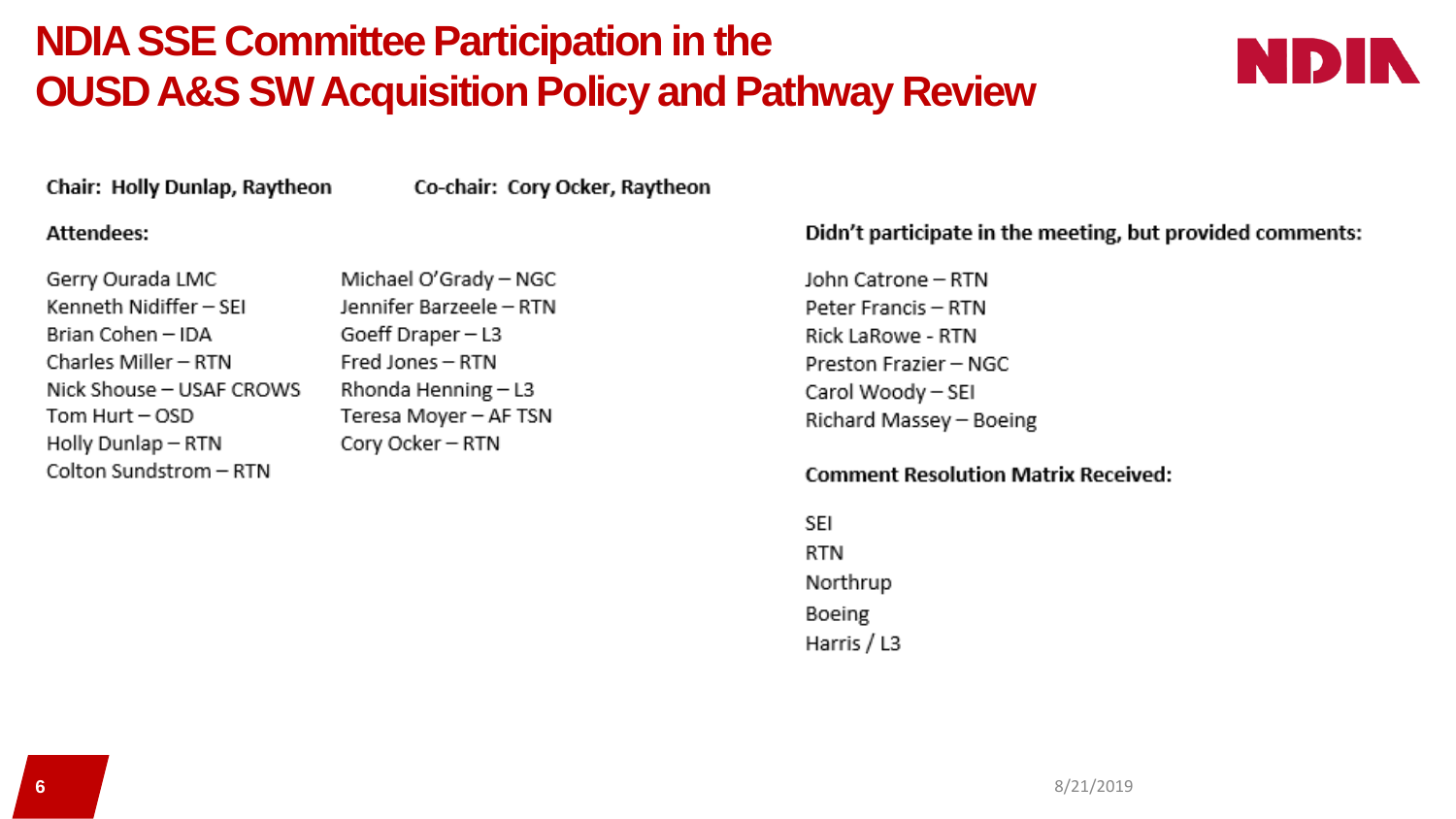# NDIA SSE Committee Participation in the OUSD A&S SW Acquisition Policy and Pathway Review

**Chair: Holly Dunlap, Raytheon** **Co-chair: Cory Ocker, Raytheon**

**Attendees:**

Gerry Ourada LMC
Kenneth Nidiffer – SEI
Brian Cohen – IDA
Charles Miller – RTN
Nick Shouse – USAF CROWS
Tom Hurt – OSD
Holly Dunlap – RTN
Colton Sundstrom – RTN
Michael O'Grady – NGC
Jennifer Barzeele – RTN
Goeff Draper – L3
Fred Jones – RTN
Rhonda Henning – L3
Teresa Moyer – AF TSN
Cory Ocker – RTN

**Didn't participate in the meeting, but provided comments:**

John Catrone – RTN
Peter Francis – RTN
Rick LaRowe - RTN
Preston Frazier – NGC
Carol Woody – SEI
Richard Massey – Boeing

**Comment Resolution Matrix Received:**

SEI
RTN
Northrup
Boeing
Harris / L3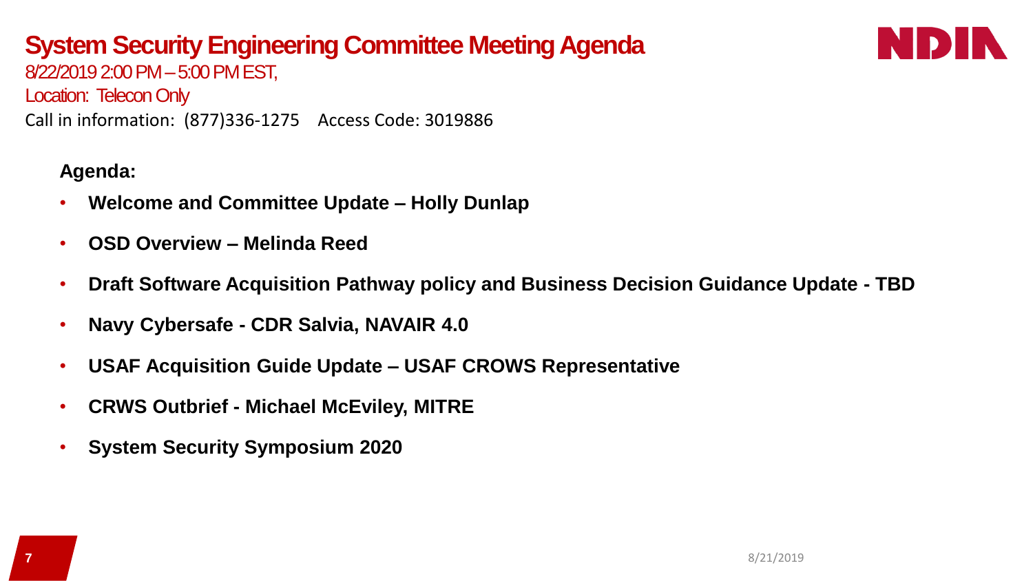# System Security Engineering Committee Meeting Agenda

8/22/2019 2:00 PM – 5:00 PM EST,

Location: Telecon Only

Call in information: (877)336-1275 Access Code: 3019886

**Agenda:**

- **Welcome and Committee Update – Holly Dunlap**
- **OSD Overview – Melinda Reed**
- **Draft Software Acquisition Pathway policy and Business Decision Guidance Update - TBD**
- **Navy Cybersafe - CDR Salvia, NAVAIR 4.0**
- **USAF Acquisition Guide Update – USAF CROWS Representative**
- **CRWS Outbrief - Michael McEviley, MITRE**
- **System Security Symposium 2020**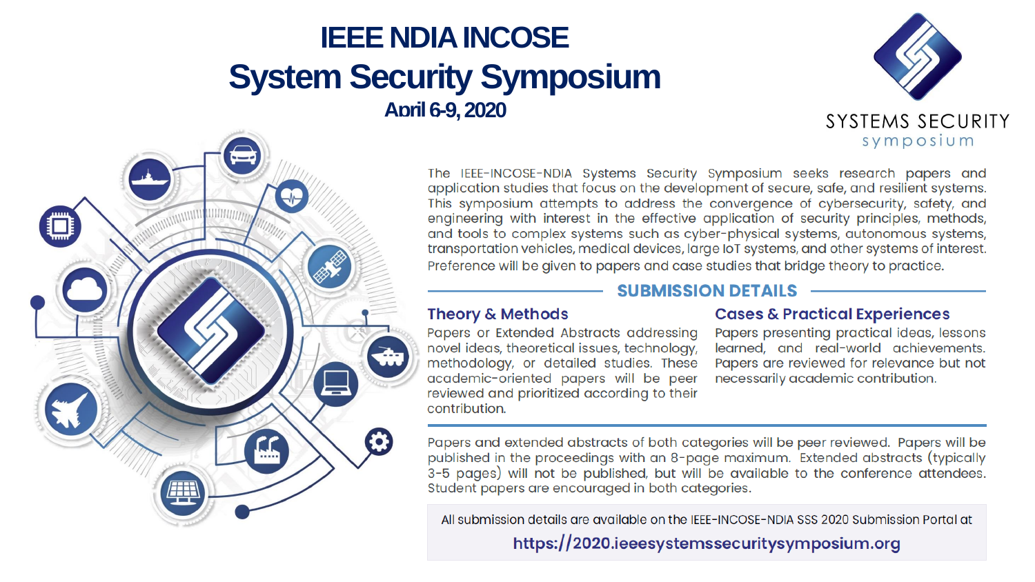# IEEE NDIA INCOSE

# System Security Symposium

**April 6-9, 2020**

SYSTEMS SECURITY
symposium

The IEEE-INCOSE-NDIA Systems Security Symposium seeks research papers and application studies that focus on the development of secure, safe, and resilient systems. This symposium attempts to address the convergence of cybersecurity, safety, and engineering with interest in the effective application of security principles, methods, and tools to complex systems such as cyber-physical systems, autonomous systems, transportation vehicles, medical devices, large IoT systems, and other systems of interest. Preference will be given to papers and case studies that bridge theory to practice.

## SUBMISSION DETAILS

### Theory & Methods

Papers or Extended Abstracts addressing novel ideas, theoretical issues, technology, methodology, or detailed studies. These academic-oriented papers will be peer reviewed and prioritized according to their contribution.

### Cases & Practical Experiences

Papers presenting practical ideas, lessons learned, and real-world achievements. Papers are reviewed for relevance but not necessarily academic contribution.

Papers and extended abstracts of both categories will be peer reviewed. Papers will be published in the proceedings with an 8-page maximum. Extended abstracts (typically 3-5 pages) will not be published, but will be available to the conference attendees. Student papers are encouraged in both categories.

All submission details are available on the IEEE-INCOSE-NDIA SSS 2020 Submission Portal at

**https://2020.ieeesystemssecuritysymposium.org**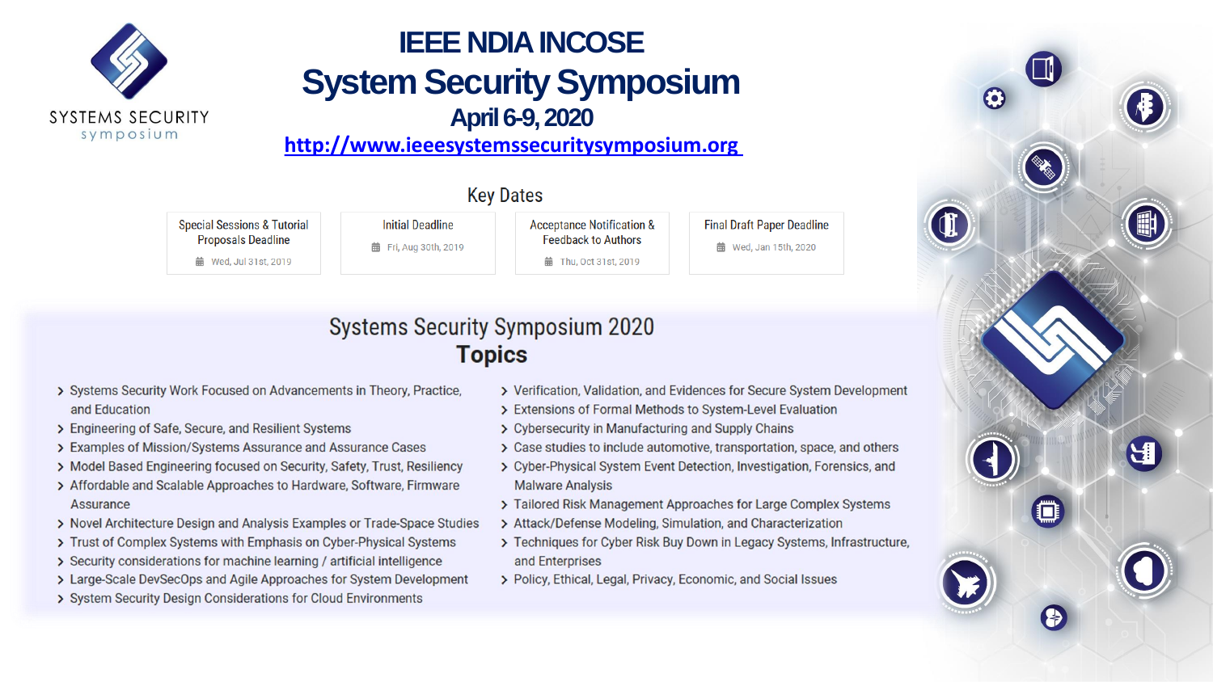# IEEE NDIA INCOSE

# System Security Symposium

## April 6-9, 2020

[http://www.ieeesystemssecuritysymposium.org](http://www.ieeesystemssecuritysymposium.org)

SYSTEMS SECURITY
symposium

## Key Dates

| Special Sessions & Tutorial Proposals Deadline | Initial Deadline | Acceptance Notification & Feedback to Authors | Final Draft Paper Deadline |
|---|---|---|---|
| Wed, Jul 31st, 2019 | Fri, Aug 30th, 2019 | Thu, Oct 31st, 2019 | Wed, Jan 15th, 2020 |

## Systems Security Symposium 2020

## Topics

- Systems Security Work Focused on Advancements in Theory, Practice, and Education
- Engineering of Safe, Secure, and Resilient Systems
- Examples of Mission/Systems Assurance and Assurance Cases
- Model Based Engineering focused on Security, Safety, Trust, Resiliency
- Affordable and Scalable Approaches to Hardware, Software, Firmware Assurance
- Novel Architecture Design and Analysis Examples or Trade-Space Studies
- Trust of Complex Systems with Emphasis on Cyber-Physical Systems
- Security considerations for machine learning / artificial intelligence
- Large-Scale DevSecOps and Agile Approaches for System Development
- System Security Design Considerations for Cloud Environments
- Verification, Validation, and Evidences for Secure System Development
- Extensions of Formal Methods to System-Level Evaluation
- Cybersecurity in Manufacturing and Supply Chains
- Case studies to include automotive, transportation, space, and others
- Cyber-Physical System Event Detection, Investigation, Forensics, and Malware Analysis
- Tailored Risk Management Approaches for Large Complex Systems
- Attack/Defense Modeling, Simulation, and Characterization
- Techniques for Cyber Risk Buy Down in Legacy Systems, Infrastructure, and Enterprises
- Policy, Ethical, Legal, Privacy, Economic, and Social Issues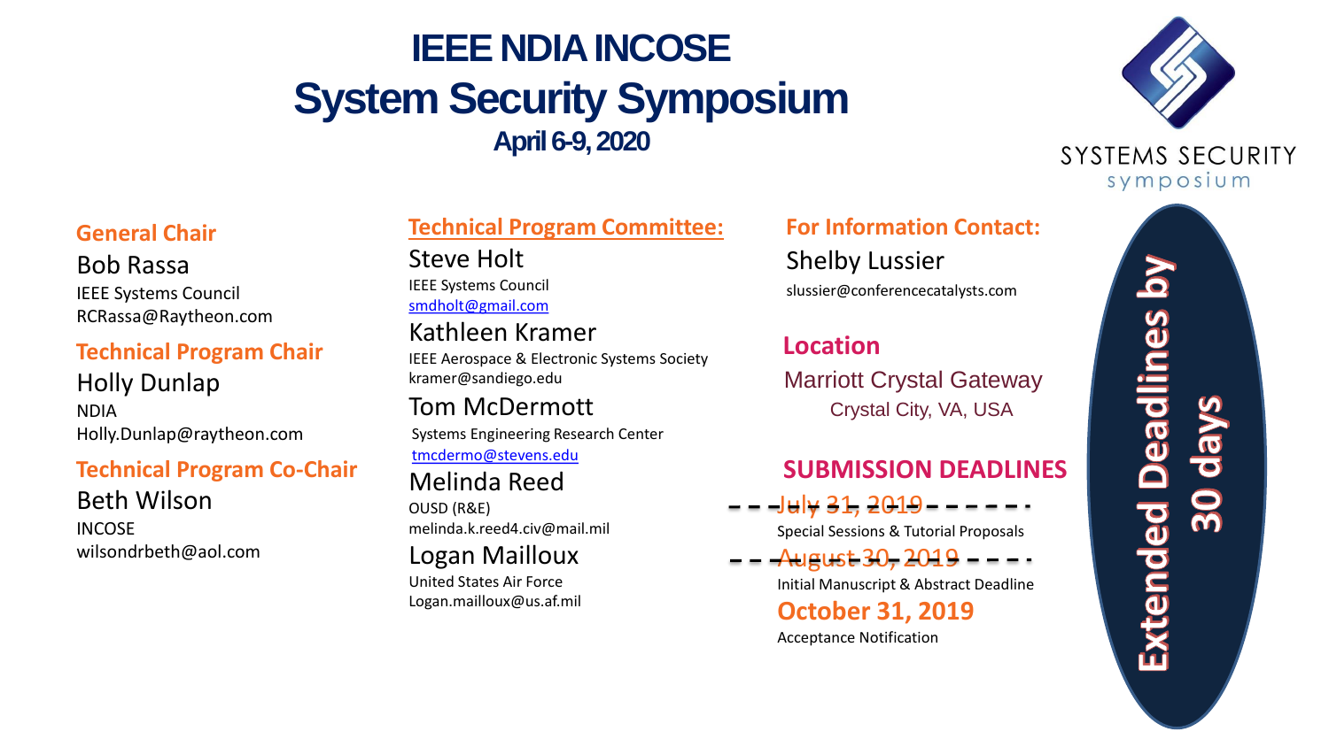# IEEE NDIA INCOSE
# System Security Symposium

**April 6-9, 2020**

SYSTEMS SECURITY symposium

## General Chair

Bob Rassa
IEEE Systems Council
RCRassa@Raytheon.com

## Technical Program Chair

Holly Dunlap
NDIA
Holly.Dunlap@raytheon.com

## Technical Program Co-Chair

Beth Wilson
INCOSE
wilsondrbeth@aol.com

## Technical Program Committee:

Steve Holt
IEEE Systems Council
smdholt@gmail.com

Kathleen Kramer
IEEE Aerospace & Electronic Systems Society
kramer@sandiego.edu

Tom McDermott
Systems Engineering Research Center
tmcdermo@stevens.edu

Melinda Reed
OUSD (R&E)
melinda.k.reed4.civ@mail.mil

Logan Mailloux
United States Air Force
Logan.mailloux@us.af.mil

## For Information Contact:

Shelby Lussier
slussier@conferencecatalysts.com

## Location

Marriott Crystal Gateway
Crystal City, VA, USA

## SUBMISSION DEADLINES

~~July 31, 2019~~
Special Sessions & Tutorial Proposals

~~August 30, 2019~~
Initial Manuscript & Abstract Deadline

**October 31, 2019**
Acceptance Notification

**Extended Deadlines by 30 days**